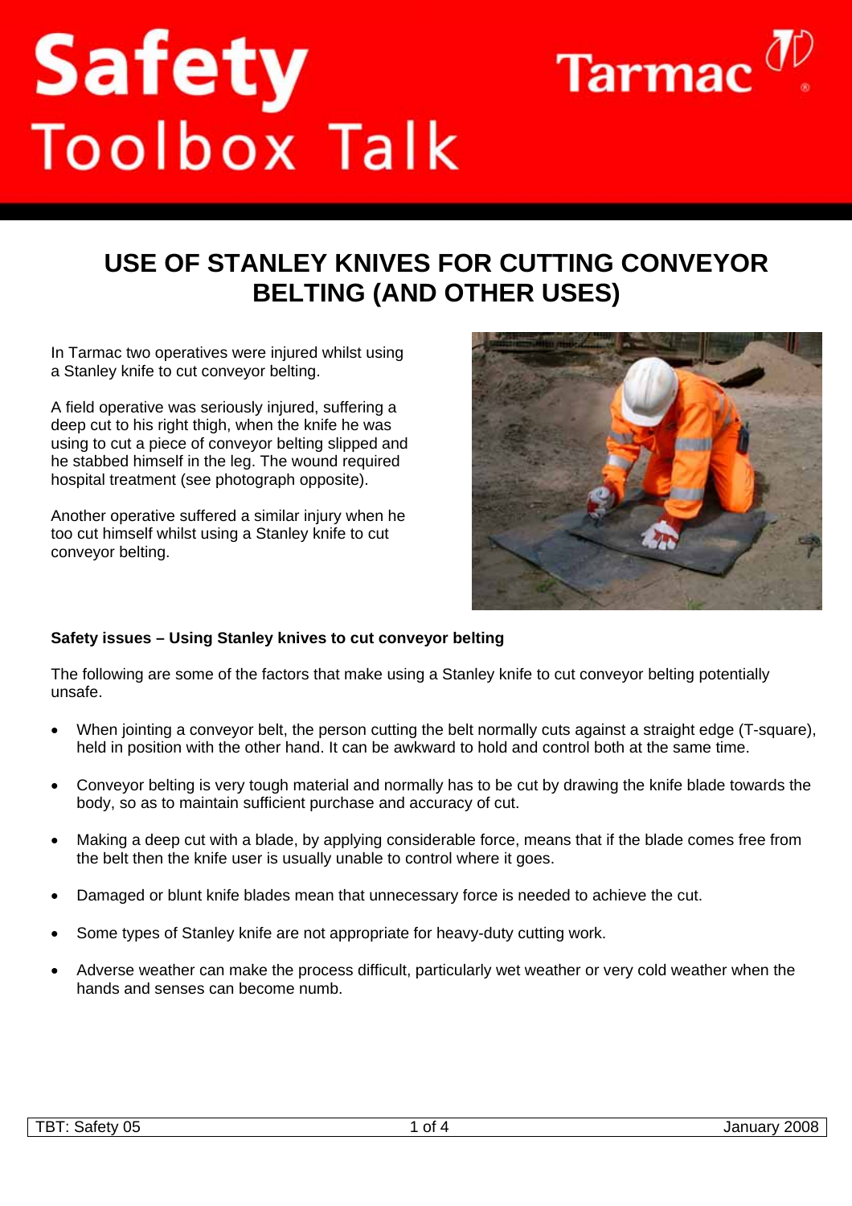# Safety Toolbox Talk

Tarmac

## USE OF STANLEY KNIVES FOR CUTTING CONVEYOR BELTING (AND OTHER USES)

In Tarmac two operatives were injured whilst using a Stanley knife to cut conveyor belting.

A field operative was seriously injured, suffering a deep cut to his right thigh, when the knife he was using to cut a piece of conveyor belting slipped and he stabbed himself in the leg. The wound required hospital treatment (see photograph opposite).

Another operative suffered a similar injury when he too cut himself whilst using a Stanley knife to cut conveyor belting.

**Safety issues – Using Stanley knives to cut conveyor belting**

The following are some of the factors that make using a Stanley knife to cut conveyor belting potentially unsafe.

- When jointing a conveyor belt, the person cutting the belt normally cuts against a straight edge (T-square), held in position with the other hand. It can be awkward to hold and control both at the same time.
- Conveyor belting is very tough material and normally has to be cut by drawing the knife blade towards the body, so as to maintain sufficient purchase and accuracy of cut.
- Making a deep cut with a blade, by applying considerable force, means that if the blade comes free from the belt then the knife user is usually unable to control where it goes.
- Damaged or blunt knife blades mean that unnecessary force is needed to achieve the cut.
- Some types of Stanley knife are not appropriate for heavy-duty cutting work.
- Adverse weather can make the process difficult, particularly wet weather or very cold weather when the hands and senses can become numb.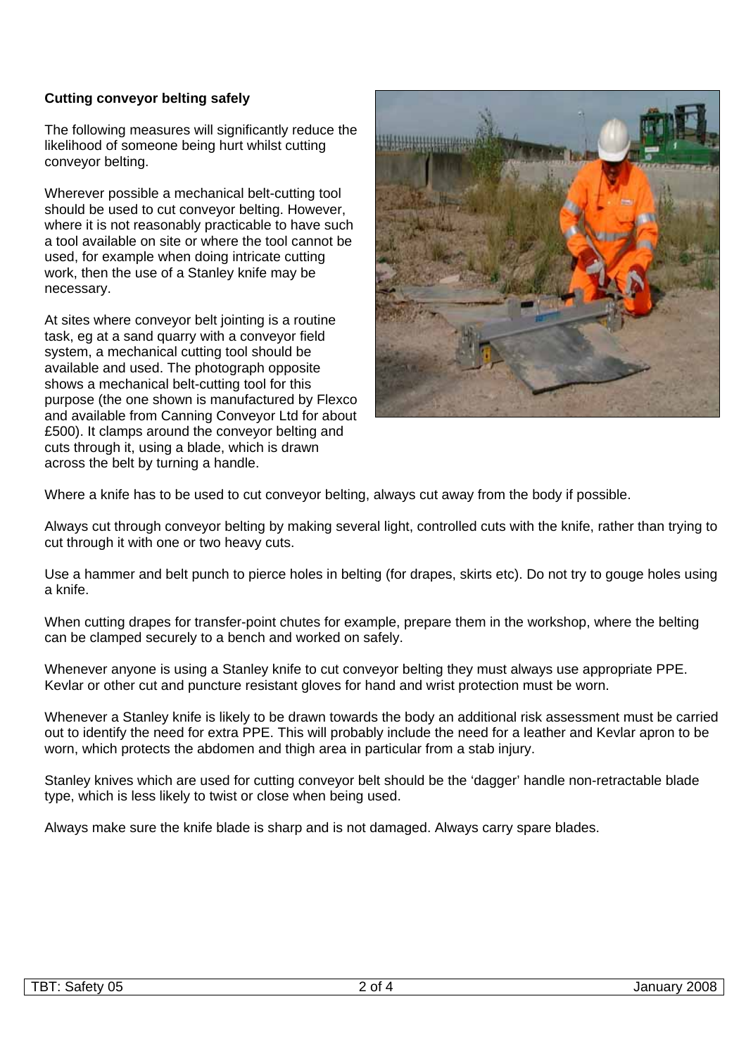**Cutting conveyor belting safely**

The following measures will significantly reduce the likelihood of someone being hurt whilst cutting conveyor belting.

Wherever possible a mechanical belt-cutting tool should be used to cut conveyor belting. However, where it is not reasonably practicable to have such a tool available on site or where the tool cannot be used, for example when doing intricate cutting work, then the use of a Stanley knife may be necessary.

At sites where conveyor belt jointing is a routine task, eg at a sand quarry with a conveyor field system, a mechanical cutting tool should be available and used. The photograph opposite shows a mechanical belt-cutting tool for this purpose (the one shown is manufactured by Flexco and available from Canning Conveyor Ltd for about £500). It clamps around the conveyor belting and cuts through it, using a blade, which is drawn across the belt by turning a handle.

Where a knife has to be used to cut conveyor belting, always cut away from the body if possible.

Always cut through conveyor belting by making several light, controlled cuts with the knife, rather than trying to cut through it with one or two heavy cuts.

Use a hammer and belt punch to pierce holes in belting (for drapes, skirts etc). Do not try to gouge holes using a knife.

When cutting drapes for transfer-point chutes for example, prepare them in the workshop, where the belting can be clamped securely to a bench and worked on safely.

Whenever anyone is using a Stanley knife to cut conveyor belting they must always use appropriate PPE. Kevlar or other cut and puncture resistant gloves for hand and wrist protection must be worn.

Whenever a Stanley knife is likely to be drawn towards the body an additional risk assessment must be carried out to identify the need for extra PPE. This will probably include the need for a leather and Kevlar apron to be worn, which protects the abdomen and thigh area in particular from a stab injury.

Stanley knives which are used for cutting conveyor belt should be the 'dagger' handle non-retractable blade type, which is less likely to twist or close when being used.

Always make sure the knife blade is sharp and is not damaged. Always carry spare blades.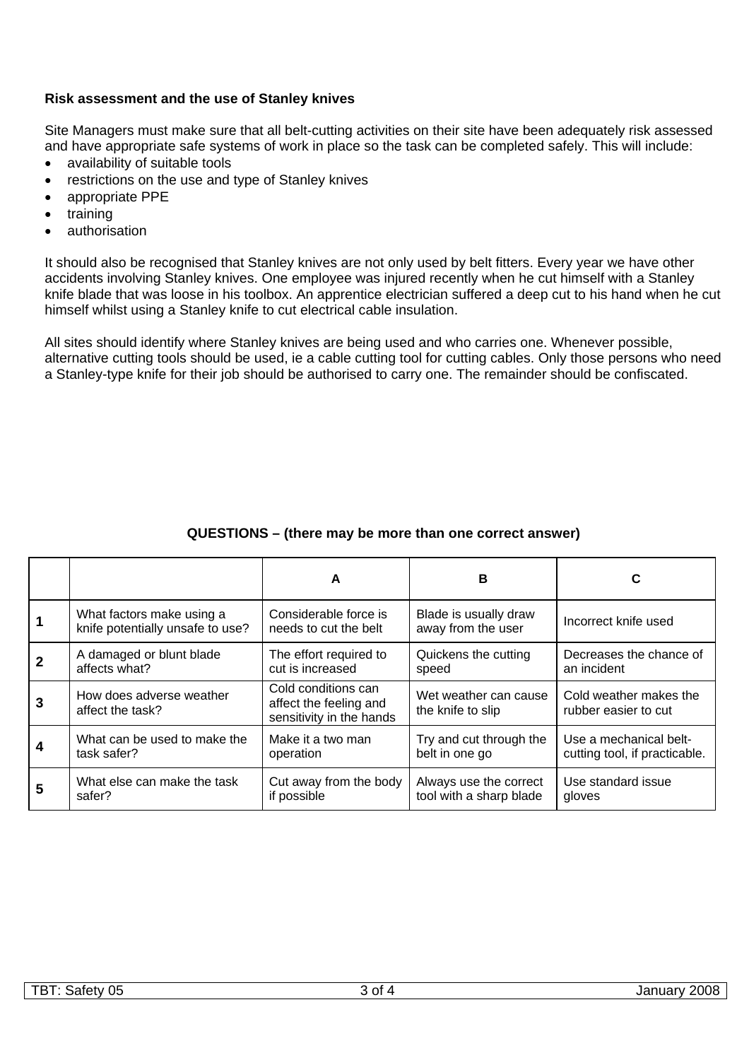**Risk assessment and the use of Stanley knives**

Site Managers must make sure that all belt-cutting activities on their site have been adequately risk assessed and have appropriate safe systems of work in place so the task can be completed safely. This will include:

- availability of suitable tools
- restrictions on the use and type of Stanley knives
- appropriate PPE
- training
- authorisation

It should also be recognised that Stanley knives are not only used by belt fitters. Every year we have other accidents involving Stanley knives. One employee was injured recently when he cut himself with a Stanley knife blade that was loose in his toolbox. An apprentice electrician suffered a deep cut to his hand when he cut himself whilst using a Stanley knife to cut electrical cable insulation.

All sites should identify where Stanley knives are being used and who carries one. Whenever possible, alternative cutting tools should be used, ie a cable cutting tool for cutting cables. Only those persons who need a Stanley-type knife for their job should be authorised to carry one. The remainder should be confiscated.

**QUESTIONS – (there may be more than one correct answer)**

| | | A | B | C |
|---|---|---|---|---|
| **1** | What factors make using a knife potentially unsafe to use? | Considerable force is needs to cut the belt | Blade is usually draw away from the user | Incorrect knife used |
| **2** | A damaged or blunt blade affects what? | The effort required to cut is increased | Quickens the cutting speed | Decreases the chance of an incident |
| **3** | How does adverse weather affect the task? | Cold conditions can affect the feeling and sensitivity in the hands | Wet weather can cause the knife to slip | Cold weather makes the rubber easier to cut |
| **4** | What can be used to make the task safer? | Make it a two man operation | Try and cut through the belt in one go | Use a mechanical belt-cutting tool, if practicable. |
| **5** | What else can make the task safer? | Cut away from the body if possible | Always use the correct tool with a sharp blade | Use standard issue gloves |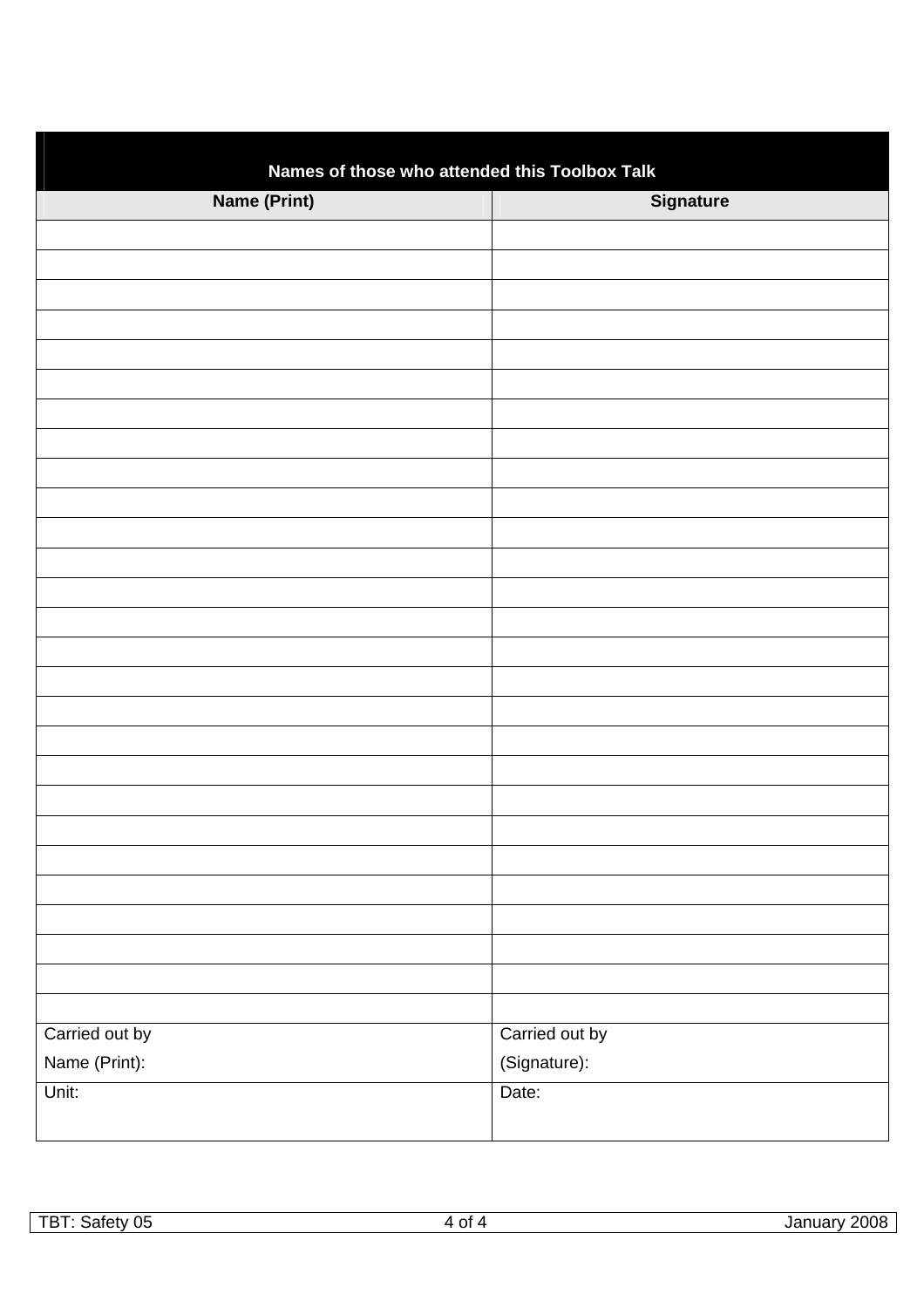| Names of those who attended this Toolbox Talk | |
|---|---|
| **Name (Print)** | **Signature** |
| | |
| | |
| | |
| | |
| | |
| | |
| | |
| | |
| | |
| | |
| | |
| | |
| | |
| | |
| | |
| | |
| | |
| | |
| | |
| | |
| | |
| | |
| | |
| | |
| | |
| | |
| | |
| Carried out by Name (Print): | Carried out by (Signature): |
| Unit: | Date: |